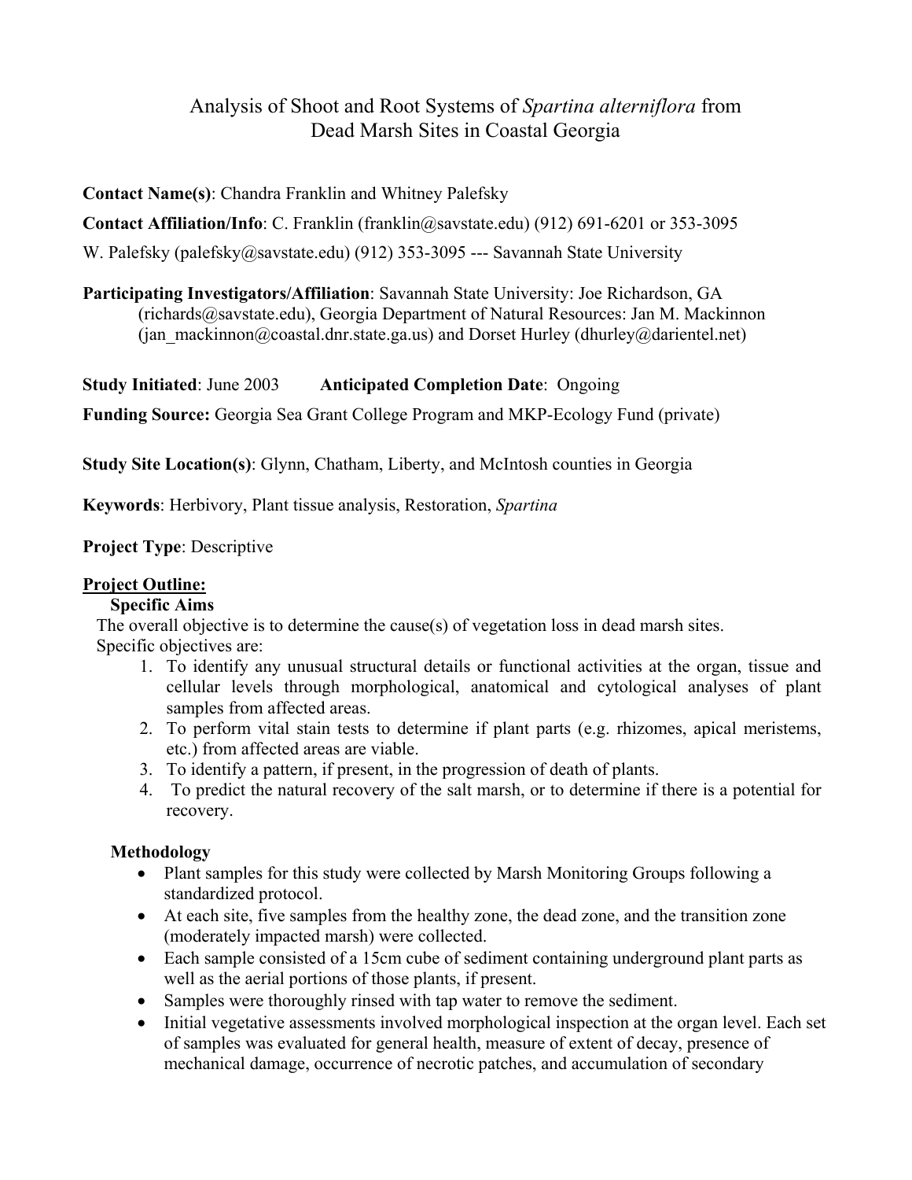# Analysis of Shoot and Root Systems of *Spartina alterniflora* from Dead Marsh Sites in Coastal Georgia

**Contact Name(s)**: Chandra Franklin and Whitney Palefsky

**Contact Affiliation/Info**: C. Franklin (franklin@savstate.edu) (912) 691-6201 or 353-3095
W. Palefsky (palefsky@savstate.edu) (912) 353-3095 --- Savannah State University

**Participating Investigators/Affiliation**: Savannah State University: Joe Richardson, GA (richards@savstate.edu), Georgia Department of Natural Resources: Jan M. Mackinnon (jan_mackinnon@coastal.dnr.state.ga.us) and Dorset Hurley (dhurley@darientel.net)

**Study Initiated**: June 2003 **Anticipated Completion Date**: Ongoing

**Funding Source:** Georgia Sea Grant College Program and MKP-Ecology Fund (private)

**Study Site Location(s)**: Glynn, Chatham, Liberty, and McIntosh counties in Georgia

**Keywords**: Herbivory, Plant tissue analysis, Restoration, *Spartina*

**Project Type**: Descriptive

## Project Outline:

### Specific Aims

The overall objective is to determine the cause(s) of vegetation loss in dead marsh sites. Specific objectives are:

1. To identify any unusual structural details or functional activities at the organ, tissue and cellular levels through morphological, anatomical and cytological analyses of plant samples from affected areas.
2. To perform vital stain tests to determine if plant parts (e.g. rhizomes, apical meristems, etc.) from affected areas are viable.
3. To identify a pattern, if present, in the progression of death of plants.
4. To predict the natural recovery of the salt marsh, or to determine if there is a potential for recovery.

### Methodology

- Plant samples for this study were collected by Marsh Monitoring Groups following a standardized protocol.
- At each site, five samples from the healthy zone, the dead zone, and the transition zone (moderately impacted marsh) were collected.
- Each sample consisted of a 15cm cube of sediment containing underground plant parts as well as the aerial portions of those plants, if present.
- Samples were thoroughly rinsed with tap water to remove the sediment.
- Initial vegetative assessments involved morphological inspection at the organ level. Each set of samples was evaluated for general health, measure of extent of decay, presence of mechanical damage, occurrence of necrotic patches, and accumulation of secondary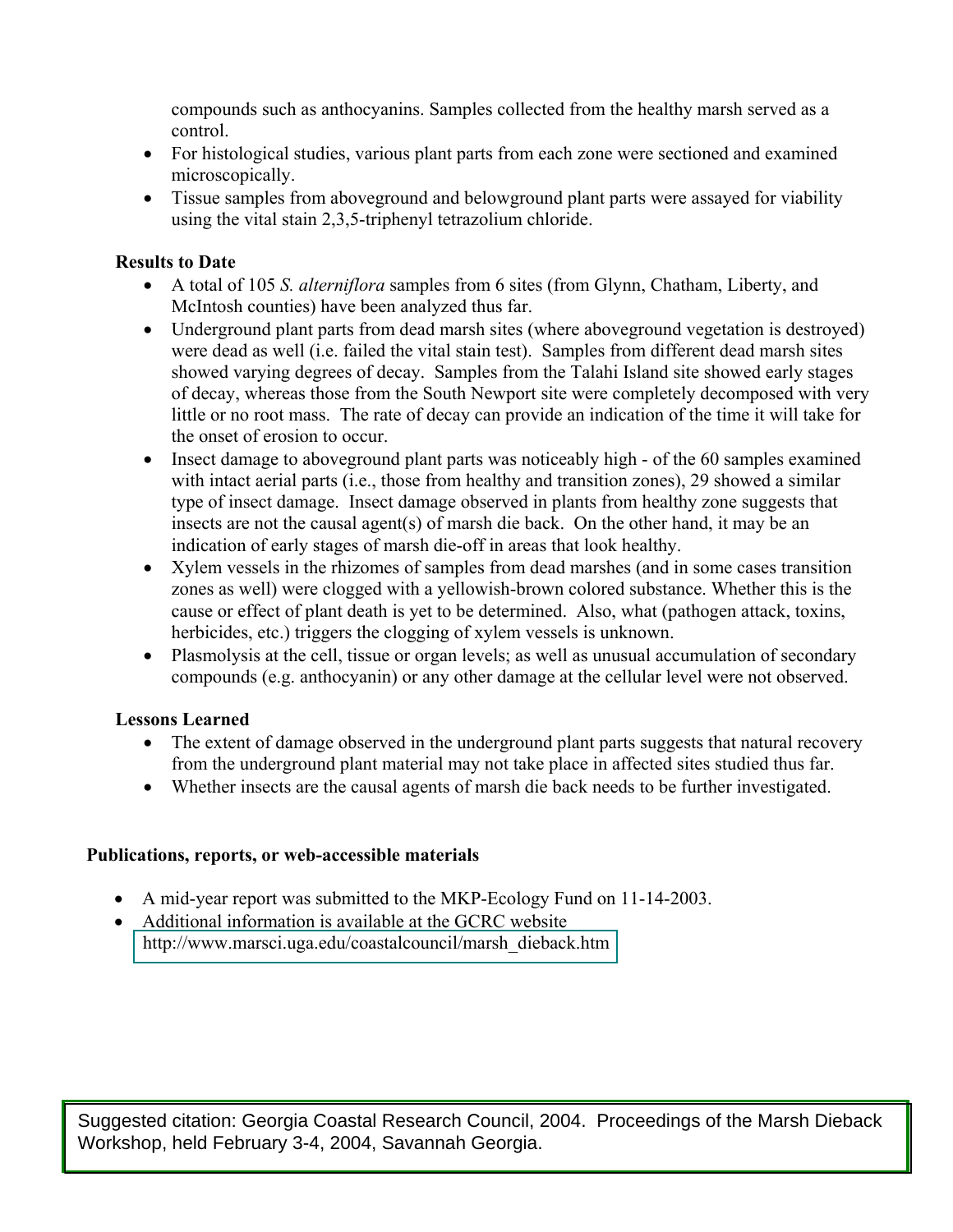compounds such as anthocyanins. Samples collected from the healthy marsh served as a control.

- For histological studies, various plant parts from each zone were sectioned and examined microscopically.
- Tissue samples from aboveground and belowground plant parts were assayed for viability using the vital stain 2,3,5-triphenyl tetrazolium chloride.

**Results to Date**

- A total of 105 *S. alterniflora* samples from 6 sites (from Glynn, Chatham, Liberty, and McIntosh counties) have been analyzed thus far.
- Underground plant parts from dead marsh sites (where aboveground vegetation is destroyed) were dead as well (i.e. failed the vital stain test). Samples from different dead marsh sites showed varying degrees of decay. Samples from the Talahi Island site showed early stages of decay, whereas those from the South Newport site were completely decomposed with very little or no root mass. The rate of decay can provide an indication of the time it will take for the onset of erosion to occur.
- Insect damage to aboveground plant parts was noticeably high - of the 60 samples examined with intact aerial parts (i.e., those from healthy and transition zones), 29 showed a similar type of insect damage. Insect damage observed in plants from healthy zone suggests that insects are not the causal agent(s) of marsh die back. On the other hand, it may be an indication of early stages of marsh die-off in areas that look healthy.
- Xylem vessels in the rhizomes of samples from dead marshes (and in some cases transition zones as well) were clogged with a yellowish-brown colored substance. Whether this is the cause or effect of plant death is yet to be determined. Also, what (pathogen attack, toxins, herbicides, etc.) triggers the clogging of xylem vessels is unknown.
- Plasmolysis at the cell, tissue or organ levels; as well as unusual accumulation of secondary compounds (e.g. anthocyanin) or any other damage at the cellular level were not observed.

**Lessons Learned**

- The extent of damage observed in the underground plant parts suggests that natural recovery from the underground plant material may not take place in affected sites studied thus far.
- Whether insects are the causal agents of marsh die back needs to be further investigated.

**Publications, reports, or web-accessible materials**

- A mid-year report was submitted to the MKP-Ecology Fund on 11-14-2003.
- Additional information is available at the GCRC website http://www.marsci.uga.edu/coastalcouncil/marsh_dieback.htm

Suggested citation: Georgia Coastal Research Council, 2004. Proceedings of the Marsh Dieback Workshop, held February 3-4, 2004, Savannah Georgia.